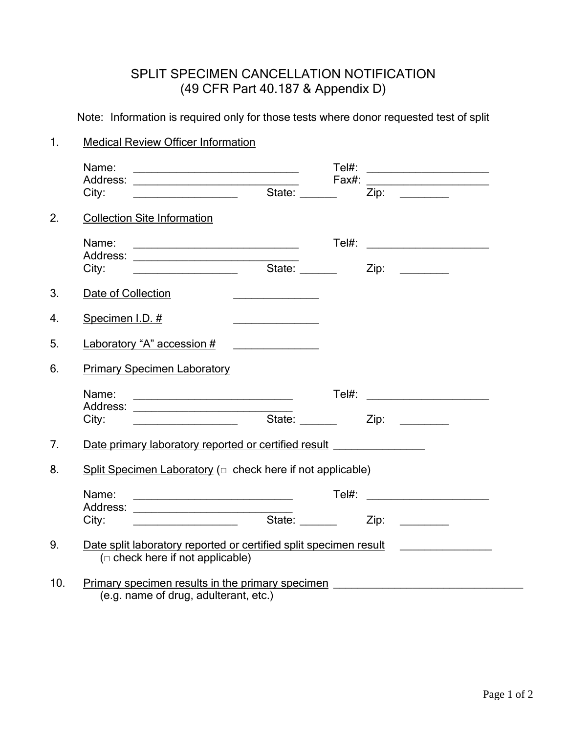# SPLIT SPECIMEN CANCELLATION NOTIFICATION
## (49 CFR Part 40.187 & Appendix D)

Note: Information is required only for those tests where donor requested test of split

1. Medical Review Officer Information

   Name: ____________________________ Tel#: _____________________
   Address: ____________________________ Fax#: _____________________
   City: _________________ State: ______ Zip: ________

2. Collection Site Information

   Name: ____________________________ Tel#: _____________________
   Address: ____________________________
   City: _________________ State: ______ Zip: ________

3. Date of Collection ______________

4. Specimen I.D. # ______________

5. Laboratory "A" accession # ______________

6. Primary Specimen Laboratory

   Name: ___________________________ Tel#: _____________________
   Address: ___________________________
   City: _________________ State: ______ Zip: ________

7. Date primary laboratory reported or certified result _______________

8. Split Specimen Laboratory (□ check here if not applicable)

   Name: ___________________________ Tel#: _____________________
   Address: ___________________________
   City: _________________ State: ______ Zip: ________

9. Date split laboratory reported or certified split specimen result _______________
   (□ check here if not applicable)

10. Primary specimen results in the primary specimen ________________________________
    (e.g. name of drug, adulterant, etc.)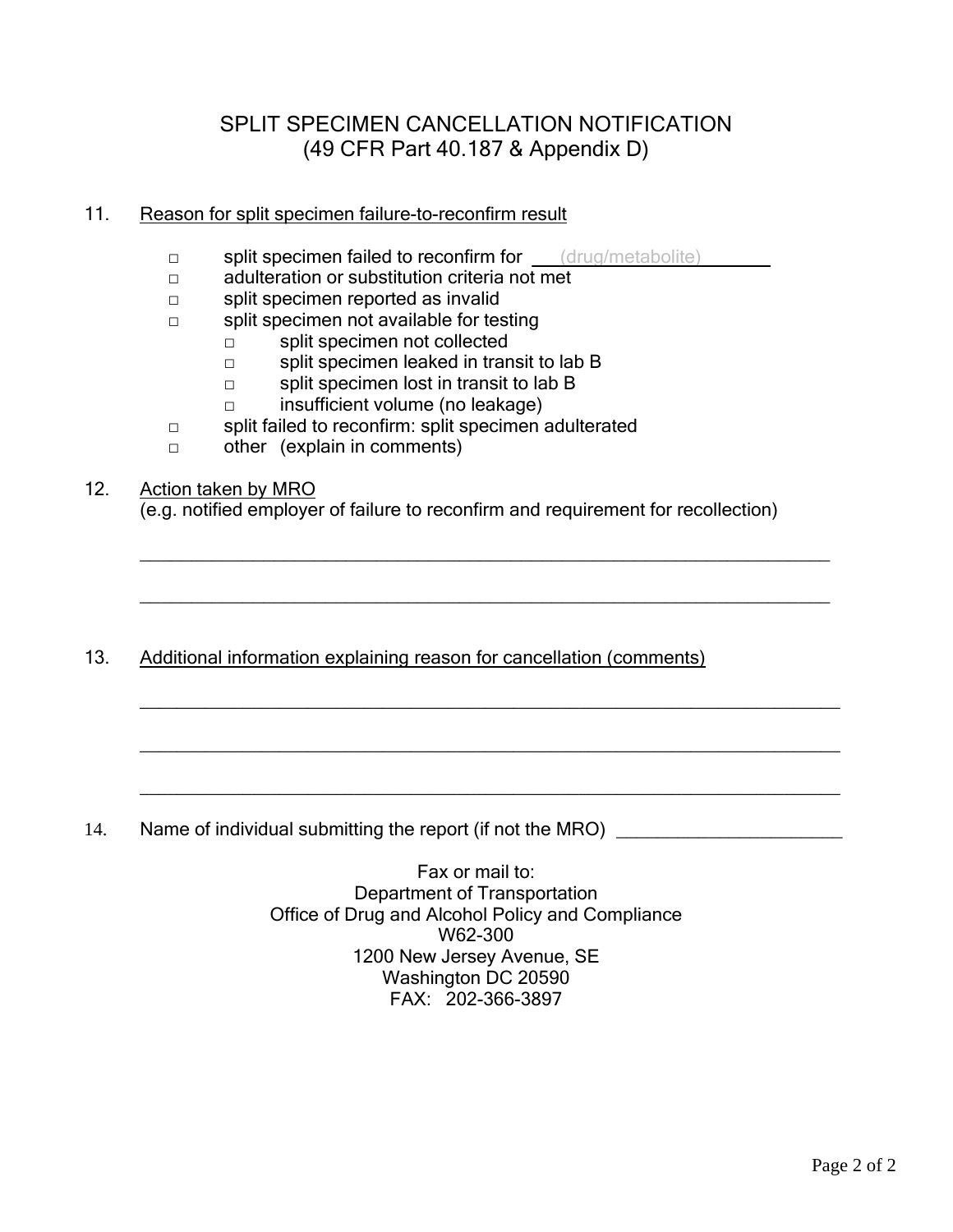# SPLIT SPECIMEN CANCELLATION NOTIFICATION
## (49 CFR Part 40.187 & Appendix D)

11. Reason for split specimen failure-to-reconfirm result

- □ split specimen failed to reconfirm for ___(drug/metabolite)________
- □ adulteration or substitution criteria not met
- □ split specimen reported as invalid
- □ split specimen not available for testing
  - □ split specimen not collected
  - □ split specimen leaked in transit to lab B
  - □ split specimen lost in transit to lab B
  - □ insufficient volume (no leakage)
- □ split failed to reconfirm: split specimen adulterated
- □ other (explain in comments)

12. Action taken by MRO
(e.g. notified employer of failure to reconfirm and requirement for recollection)

_______________________________________________________________________________

_______________________________________________________________________________

13. Additional information explaining reason for cancellation (comments)

_______________________________________________________________________________

_______________________________________________________________________________

_______________________________________________________________________________

14. Name of individual submitting the report (if not the MRO) ________________________

Fax or mail to:
Department of Transportation
Office of Drug and Alcohol Policy and Compliance
W62-300
1200 New Jersey Avenue, SE
Washington DC 20590
FAX: 202-366-3897